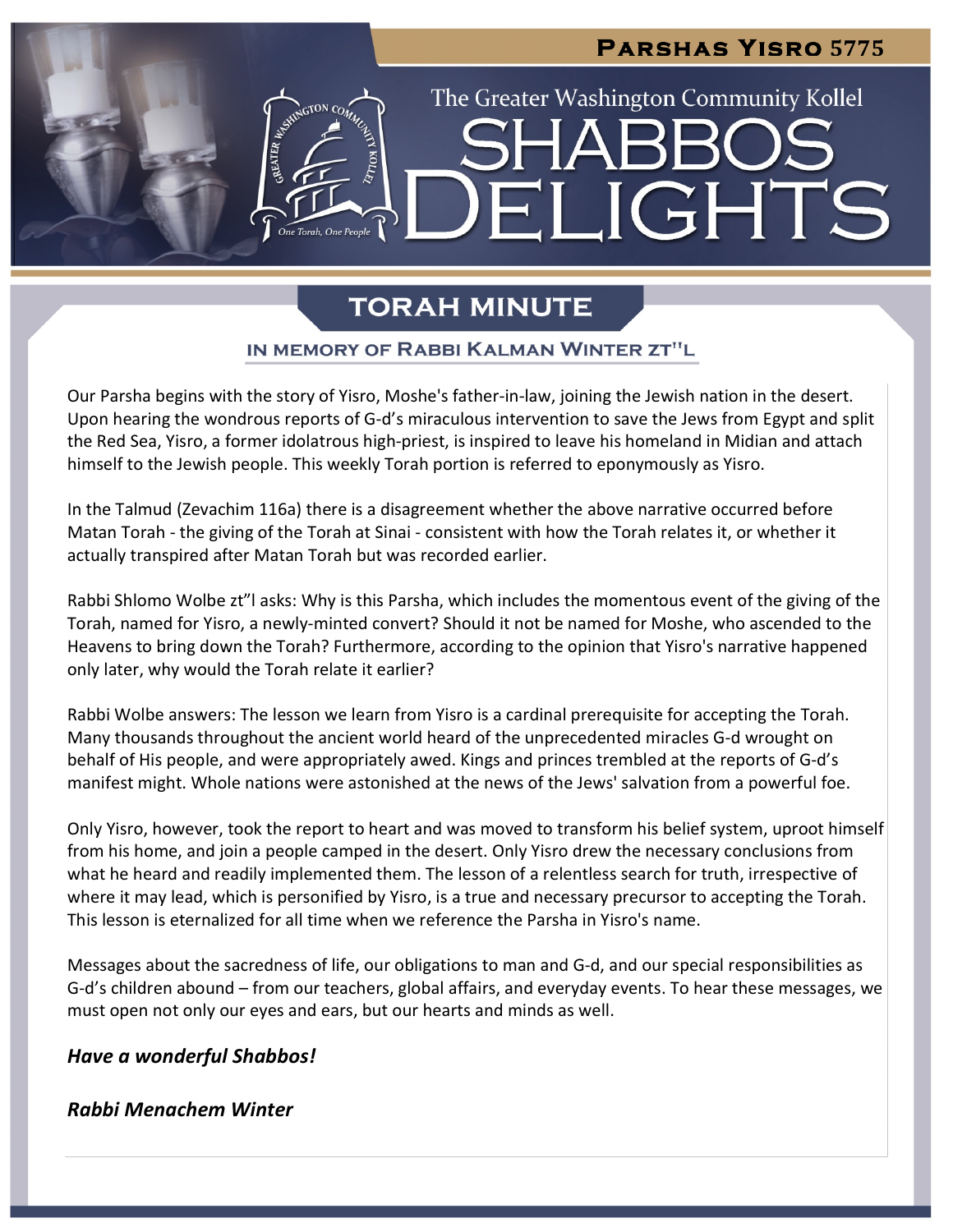# Parshas Yisro 5775

The Greater Washington Community Kollel

# Shabbos Delights

## Torah Minute

### In Memory of Rabbi Kalman Winter zt"l

Our Parsha begins with the story of Yisro, Moshe's father-in-law, joining the Jewish nation in the desert. Upon hearing the wondrous reports of G-d's miraculous intervention to save the Jews from Egypt and split the Red Sea, Yisro, a former idolatrous high-priest, is inspired to leave his homeland in Midian and attach himself to the Jewish people. This weekly Torah portion is referred to eponymously as Yisro.

In the Talmud (Zevachim 116a) there is a disagreement whether the above narrative occurred before Matan Torah - the giving of the Torah at Sinai - consistent with how the Torah relates it, or whether it actually transpired after Matan Torah but was recorded earlier.

Rabbi Shlomo Wolbe zt"l asks: Why is this Parsha, which includes the momentous event of the giving of the Torah, named for Yisro, a newly-minted convert? Should it not be named for Moshe, who ascended to the Heavens to bring down the Torah? Furthermore, according to the opinion that Yisro's narrative happened only later, why would the Torah relate it earlier?

Rabbi Wolbe answers: The lesson we learn from Yisro is a cardinal prerequisite for accepting the Torah. Many thousands throughout the ancient world heard of the unprecedented miracles G-d wrought on behalf of His people, and were appropriately awed. Kings and princes trembled at the reports of G-d's manifest might. Whole nations were astonished at the news of the Jews' salvation from a powerful foe.

Only Yisro, however, took the report to heart and was moved to transform his belief system, uproot himself from his home, and join a people camped in the desert. Only Yisro drew the necessary conclusions from what he heard and readily implemented them. The lesson of a relentless search for truth, irrespective of where it may lead, which is personified by Yisro, is a true and necessary precursor to accepting the Torah. This lesson is eternalized for all time when we reference the Parsha in Yisro's name.

Messages about the sacredness of life, our obligations to man and G-d, and our special responsibilities as G-d's children abound – from our teachers, global affairs, and everyday events. To hear these messages, we must open not only our eyes and ears, but our hearts and minds as well.

***Have a wonderful Shabbos!***

***Rabbi Menachem Winter***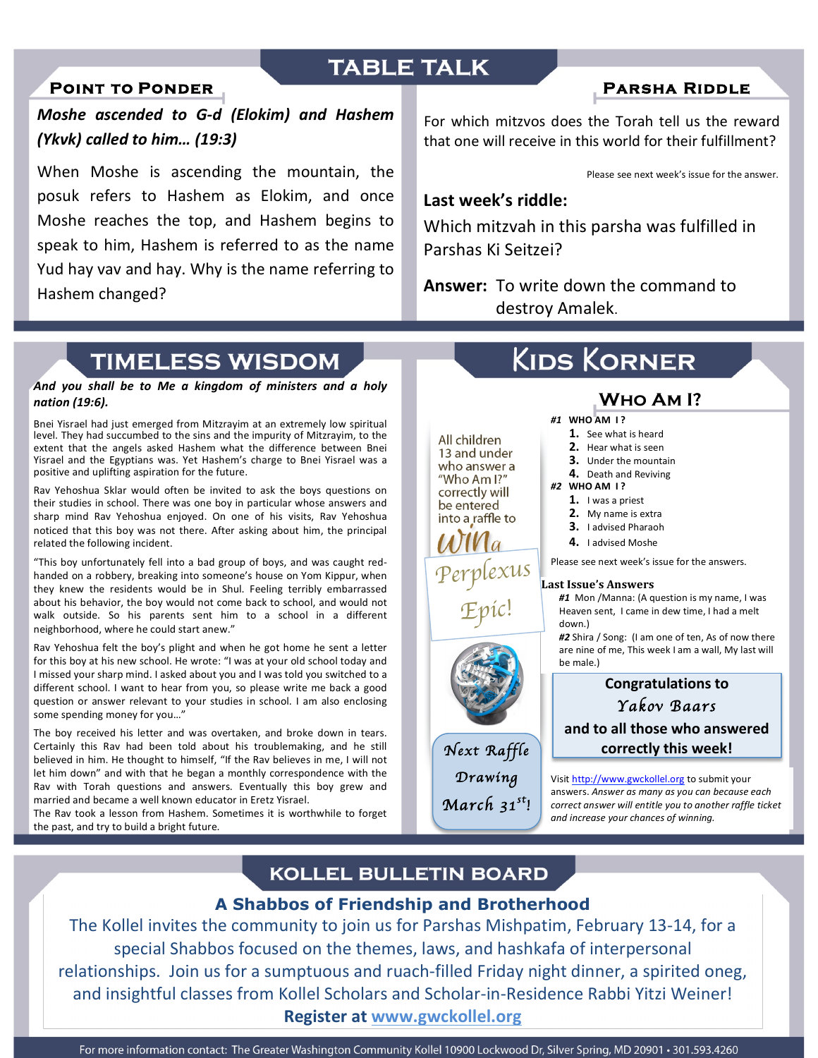# TABLE TALK

## Point to Ponder

***Moshe ascended to G-d (Elokim) and Hashem (Ykvk) called to him… (19:3)***

When Moshe is ascending the mountain, the posuk refers to Hashem as Elokim, and once Moshe reaches the top, and Hashem begins to speak to him, Hashem is referred to as the name Yud hay vav and hay. Why is the name referring to Hashem changed?

## Parsha Riddle

For which mitzvos does the Torah tell us the reward that one will receive in this world for their fulfillment?

Please see next week's issue for the answer.

**Last week's riddle:**

Which mitzvah in this parsha was fulfilled in Parshas Ki Seitzei?

**Answer:** To write down the command to destroy Amalek.

# TIMELESS WISDOM

***And you shall be to Me a kingdom of ministers and a holy nation (19:6).***

Bnei Yisrael had just emerged from Mitzrayim at an extremely low spiritual level. They had succumbed to the sins and the impurity of Mitzrayim, to the extent that the angels asked Hashem what the difference between Bnei Yisrael and the Egyptians was. Yet Hashem's charge to Bnei Yisrael was a positive and uplifting aspiration for the future.

Rav Yehoshua Sklar would often be invited to ask the boys questions on their studies in school. There was one boy in particular whose answers and sharp mind Rav Yehoshua enjoyed. On one of his visits, Rav Yehoshua noticed that this boy was not there. After asking about him, the principal related the following incident.

"This boy unfortunately fell into a bad group of boys, and was caught red-handed on a robbery, breaking into someone's house on Yom Kippur, when they knew the residents would be in Shul. Feeling terribly embarrassed about his behavior, the boy would not come back to school, and would not walk outside. So his parents sent him to a school in a different neighborhood, where he could start anew."

Rav Yehoshua felt the boy's plight and when he got home he sent a letter for this boy at his new school. He wrote: "I was at your old school today and I missed your sharp mind. I asked about you and I was told you switched to a different school. I want to hear from you, so please write me back a good question or answer relevant to your studies in school. I am also enclosing some spending money for you…"

The boy received his letter and was overtaken, and broke down in tears. Certainly this Rav had been told about his troublemaking, and he still believed in him. He thought to himself, "If the Rav believes in me, I will not let him down" and with that he began a monthly correspondence with the Rav with Torah questions and answers. Eventually this boy grew and married and became a well known educator in Eretz Yisrael.

The Rav took a lesson from Hashem. Sometimes it is worthwhile to forget the past, and try to build a bright future.

# KIDS KORNER

## Who Am I?

All children 13 and under who answer a "Who Am I?" correctly will be entered into a raffle to

win a Perplexus Epic!

Next Raffle Drawing March 31st!

**#1 WHO AM I ?**

1. See what is heard
2. Hear what is seen
3. Under the mountain
4. Death and Reviving

**#2 WHO AM I ?**

1. I was a priest
2. My name is extra
3. I advised Pharaoh
4. I advised Moshe

Please see next week's issue for the answers.

**Last Issue's Answers**

***#1*** Mon /Manna: (A question is my name, I was Heaven sent, I came in dew time, I had a melt down.)

***#2*** Shira / Song: (I am one of ten, As of now there are nine of me, This week I am a wall, My last will be male.)

**Congratulations to**
**Yakov Baars**
**and to all those who answered correctly this week!**

Visit http://www.gwckollel.org to submit your answers. *Answer as many as you can because each correct answer will entitle you to another raffle ticket and increase your chances of winning.*

# KOLLEL BULLETIN BOARD

## A Shabbos of Friendship and Brotherhood

The Kollel invites the community to join us for Parshas Mishpatim, February 13-14, for a special Shabbos focused on the themes, laws, and hashkafa of interpersonal relationships. Join us for a sumptuous and ruach-filled Friday night dinner, a spirited oneg, and insightful classes from Kollel Scholars and Scholar-in-Residence Rabbi Yitzi Weiner!

**Register at www.gwckollel.org**

For more information contact: The Greater Washington Community Kollel 10900 Lockwood Dr, Silver Spring, MD 20901 • 301.593.4260